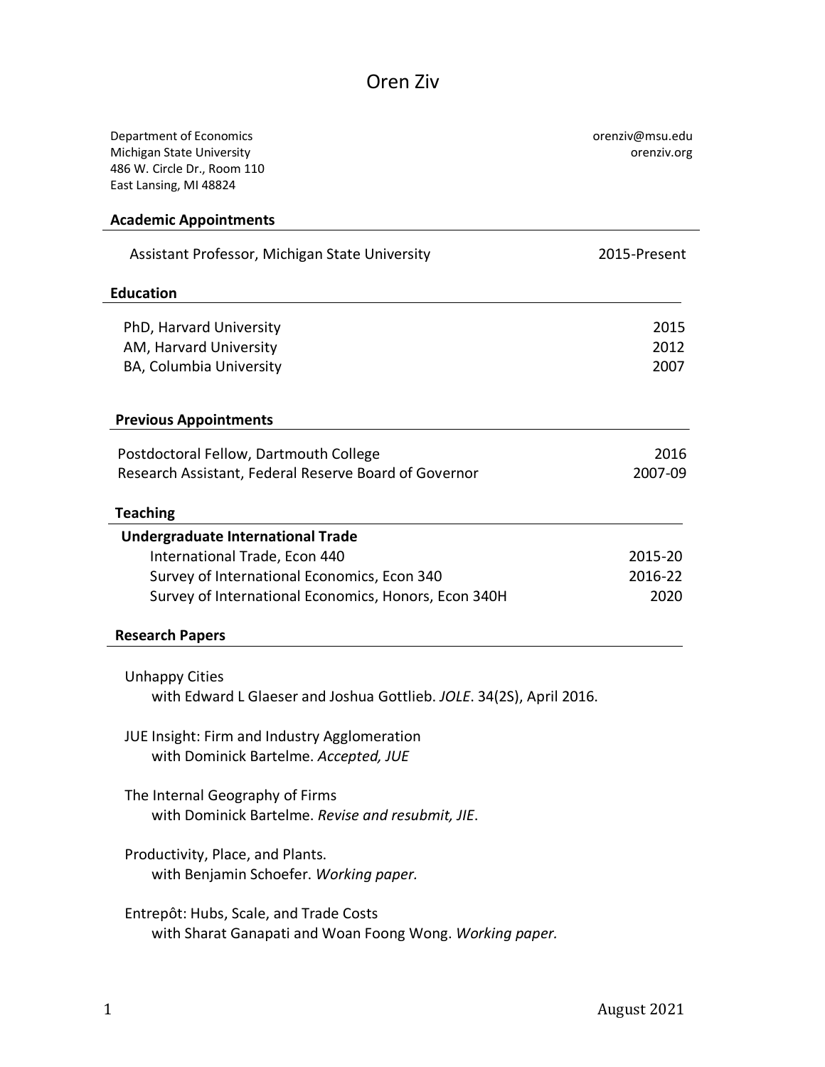# Oren Ziv

Department of Economics
Michigan State University
486 W. Circle Dr., Room 110
East Lansing, MI 48824

orenziv@msu.edu
orenziv.org

## Academic Appointments

Assistant Professor, Michigan State University — 2015-Present

## Education

PhD, Harvard University — 2015
AM, Harvard University — 2012
BA, Columbia University — 2007

## Previous Appointments

Postdoctoral Fellow, Dartmouth College — 2016
Research Assistant, Federal Reserve Board of Governor — 2007-09

## Teaching

**Undergraduate International Trade**

International Trade, Econ 440 — 2015-20
Survey of International Economics, Econ 340 — 2016-22
Survey of International Economics, Honors, Econ 340H — 2020

## Research Papers

Unhappy Cities
with Edward L Glaeser and Joshua Gottlieb. *JOLE*. 34(2S), April 2016.

JUE Insight: Firm and Industry Agglomeration
with Dominick Bartelme. *Accepted, JUE*

The Internal Geography of Firms
with Dominick Bartelme. *Revise and resubmit, JIE*.

Productivity, Place, and Plants.
with Benjamin Schoefer. *Working paper.*

Entrepôt: Hubs, Scale, and Trade Costs
with Sharat Ganapati and Woan Foong Wong. *Working paper.*

August 2021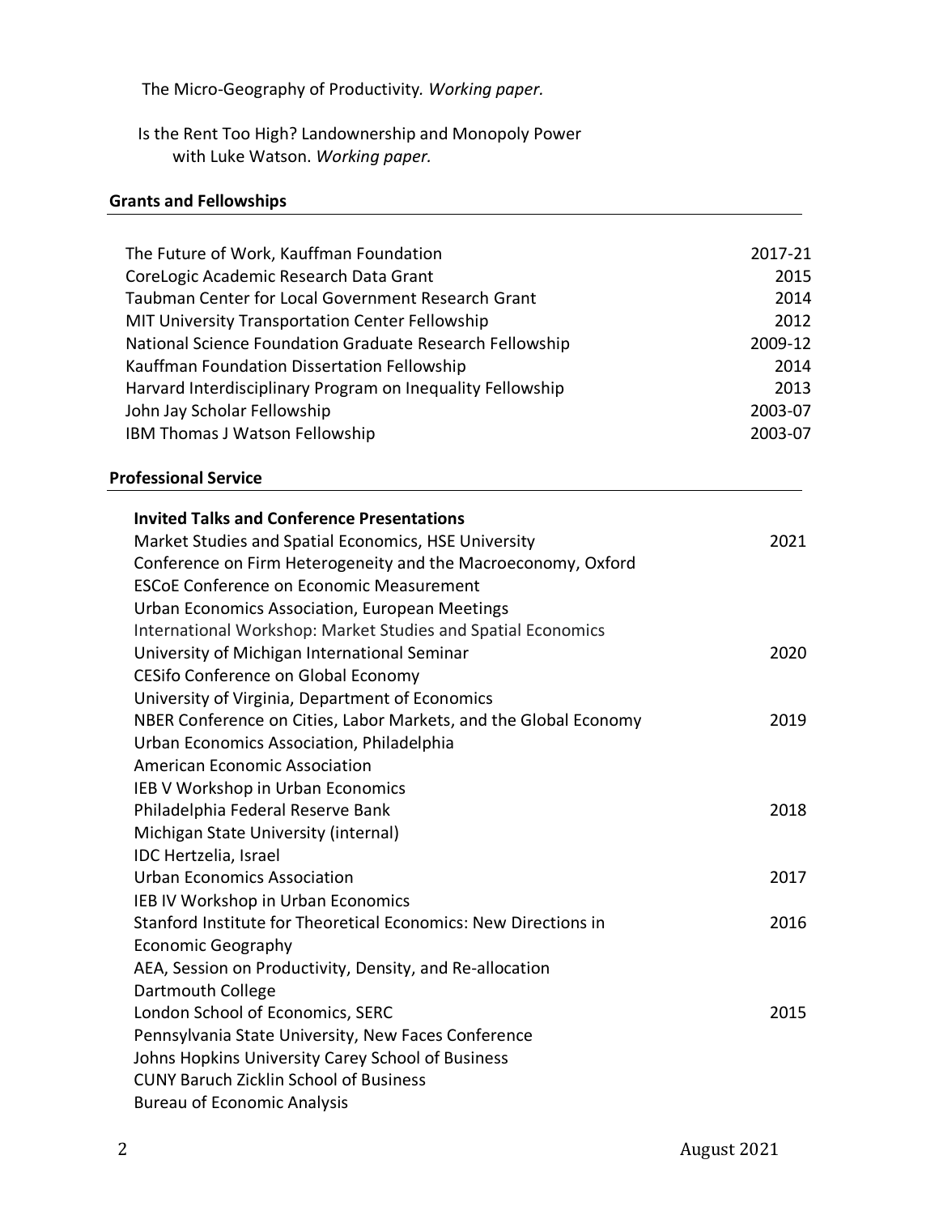The Micro-Geography of Productivity. *Working paper.*

Is the Rent Too High? Landownership and Monopoly Power
with Luke Watson. *Working paper.*

## Grants and Fellowships

| | |
|---|---|
| The Future of Work, Kauffman Foundation | 2017-21 |
| CoreLogic Academic Research Data Grant | 2015 |
| Taubman Center for Local Government Research Grant | 2014 |
| MIT University Transportation Center Fellowship | 2012 |
| National Science Foundation Graduate Research Fellowship | 2009-12 |
| Kauffman Foundation Dissertation Fellowship | 2014 |
| Harvard Interdisciplinary Program on Inequality Fellowship | 2013 |
| John Jay Scholar Fellowship | 2003-07 |
| IBM Thomas J Watson Fellowship | 2003-07 |

## Professional Service

### Invited Talks and Conference Presentations

| | |
|---|---|
| Market Studies and Spatial Economics, HSE University | 2021 |
| Conference on Firm Heterogeneity and the Macroeconomy, Oxford | |
| ESCoE Conference on Economic Measurement | |
| Urban Economics Association, European Meetings | |
| International Workshop: Market Studies and Spatial Economics | |
| University of Michigan International Seminar | 2020 |
| CESifo Conference on Global Economy | |
| University of Virginia, Department of Economics | |
| NBER Conference on Cities, Labor Markets, and the Global Economy | 2019 |
| Urban Economics Association, Philadelphia | |
| American Economic Association | |
| IEB V Workshop in Urban Economics | |
| Philadelphia Federal Reserve Bank | 2018 |
| Michigan State University (internal) | |
| IDC Hertzelia, Israel | |
| Urban Economics Association | 2017 |
| IEB IV Workshop in Urban Economics | |
| Stanford Institute for Theoretical Economics: New Directions in Economic Geography | 2016 |
| AEA, Session on Productivity, Density, and Re-allocation | |
| Dartmouth College | |
| London School of Economics, SERC | 2015 |
| Pennsylvania State University, New Faces Conference | |
| Johns Hopkins University Carey School of Business | |
| CUNY Baruch Zicklin School of Business | |
| Bureau of Economic Analysis | |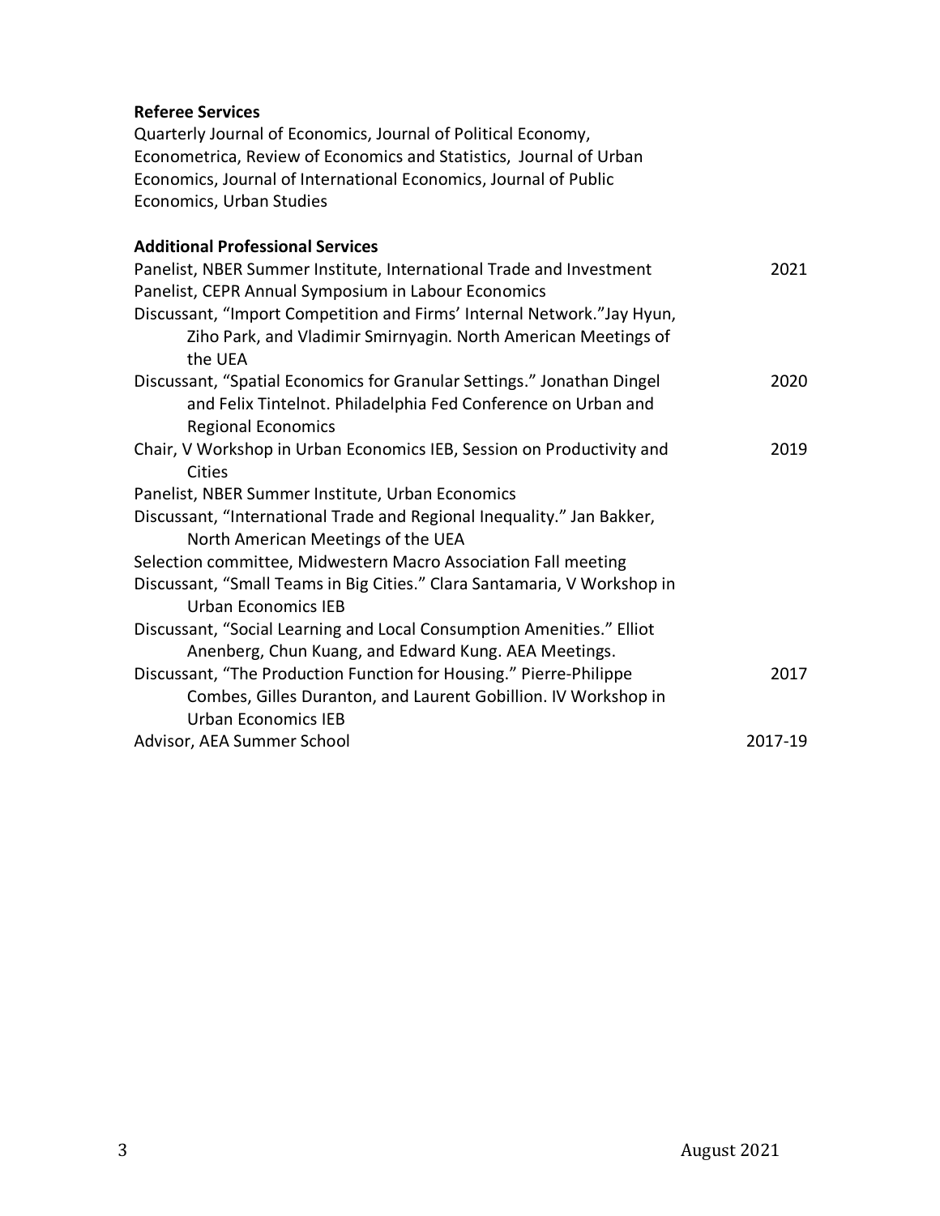**Referee Services**

Quarterly Journal of Economics, Journal of Political Economy, Econometrica, Review of Economics and Statistics, Journal of Urban Economics, Journal of International Economics, Journal of Public Economics, Urban Studies

**Additional Professional Services**

| | |
|---|---|
| Panelist, NBER Summer Institute, International Trade and Investment | 2021 |
| Panelist, CEPR Annual Symposium in Labour Economics | |
| Discussant, "Import Competition and Firms' Internal Network."Jay Hyun, Ziho Park, and Vladimir Smirnyagin. North American Meetings of the UEA | |
| Discussant, "Spatial Economics for Granular Settings." Jonathan Dingel and Felix Tintelnot. Philadelphia Fed Conference on Urban and Regional Economics | 2020 |
| Chair, V Workshop in Urban Economics IEB, Session on Productivity and Cities | 2019 |
| Panelist, NBER Summer Institute, Urban Economics | |
| Discussant, "International Trade and Regional Inequality." Jan Bakker, North American Meetings of the UEA | |
| Selection committee, Midwestern Macro Association Fall meeting | |
| Discussant, "Small Teams in Big Cities." Clara Santamaria, V Workshop in Urban Economics IEB | |
| Discussant, "Social Learning and Local Consumption Amenities." Elliot Anenberg, Chun Kuang, and Edward Kung. AEA Meetings. | |
| Discussant, "The Production Function for Housing." Pierre-Philippe Combes, Gilles Duranton, and Laurent Gobillion. IV Workshop in Urban Economics IEB | 2017 |
| Advisor, AEA Summer School | 2017-19 |

August 2021